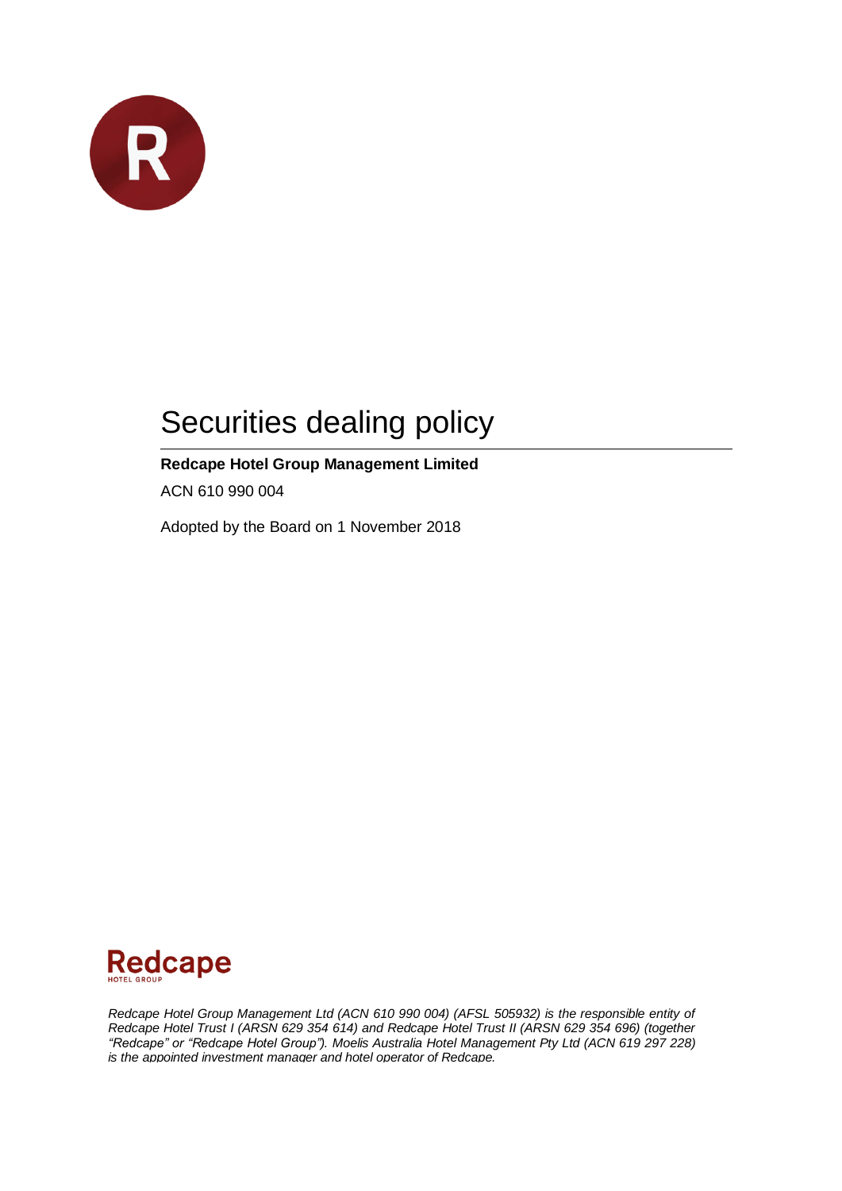# Securities dealing policy

**Redcape Hotel Group Management Limited**

ACN 610 990 004

Adopted by the Board on 1 November 2018

Redcape
HOTEL GROUP

*Redcape Hotel Group Management Ltd (ACN 610 990 004) (AFSL 505932) is the responsible entity of Redcape Hotel Trust I (ARSN 629 354 614) and Redcape Hotel Trust II (ARSN 629 354 696) (together "Redcape" or "Redcape Hotel Group"). Moelis Australia Hotel Management Pty Ltd (ACN 619 297 228) is the appointed investment manager and hotel operator of Redcape.*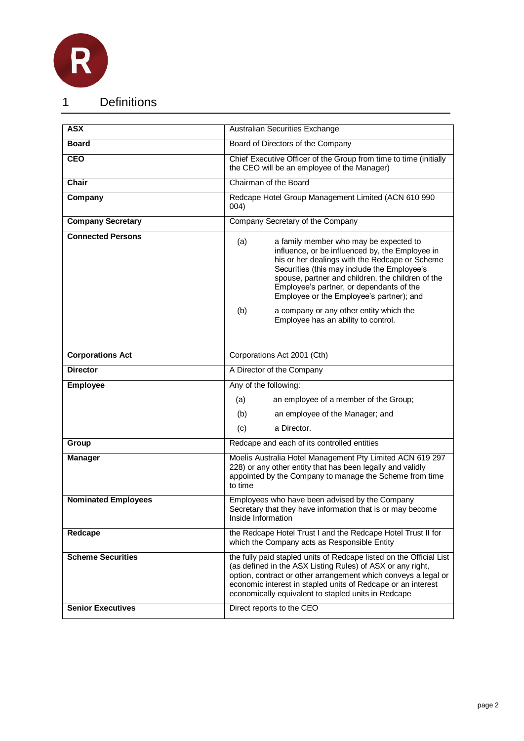# 1 Definitions

| | |
|---|---|
| **ASX** | Australian Securities Exchange |
| **Board** | Board of Directors of the Company |
| **CEO** | Chief Executive Officer of the Group from time to time (initially the CEO will be an employee of the Manager) |
| **Chair** | Chairman of the Board |
| **Company** | Redcape Hotel Group Management Limited (ACN 610 990 004) |
| **Company Secretary** | Company Secretary of the Company |
| **Connected Persons** | (a) a family member who may be expected to influence, or be influenced by, the Employee in his or her dealings with the Redcape or Scheme Securities (this may include the Employee's spouse, partner and children, the children of the Employee's partner, or dependants of the Employee or the Employee's partner); and<br>(b) a company or any other entity which the Employee has an ability to control. |
| **Corporations Act** | Corporations Act 2001 (Cth) |
| **Director** | A Director of the Company |
| **Employee** | Any of the following:<br>(a) an employee of a member of the Group;<br>(b) an employee of the Manager; and<br>(c) a Director. |
| **Group** | Redcape and each of its controlled entities |
| **Manager** | Moelis Australia Hotel Management Pty Limited ACN 619 297 228) or any other entity that has been legally and validly appointed by the Company to manage the Scheme from time to time |
| **Nominated Employees** | Employees who have been advised by the Company Secretary that they have information that is or may become Inside Information |
| **Redcape** | the Redcape Hotel Trust I and the Redcape Hotel Trust II for which the Company acts as Responsible Entity |
| **Scheme Securities** | the fully paid stapled units of Redcape listed on the Official List (as defined in the ASX Listing Rules) of ASX or any right, option, contract or other arrangement which conveys a legal or economic interest in stapled units of Redcape or an interest economically equivalent to stapled units in Redcape |
| **Senior Executives** | Direct reports to the CEO |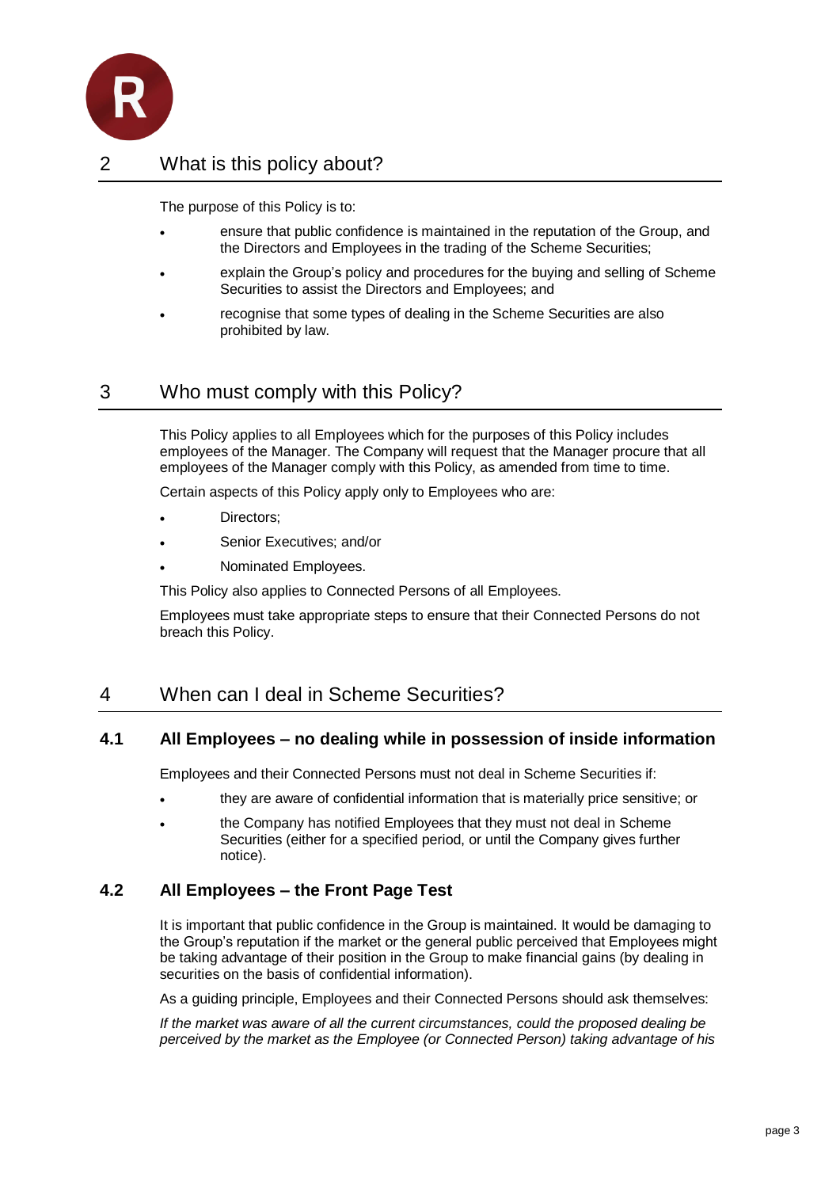## 2 What is this policy about?

The purpose of this Policy is to:

- ensure that public confidence is maintained in the reputation of the Group, and the Directors and Employees in the trading of the Scheme Securities;
- explain the Group's policy and procedures for the buying and selling of Scheme Securities to assist the Directors and Employees; and
- recognise that some types of dealing in the Scheme Securities are also prohibited by law.

## 3 Who must comply with this Policy?

This Policy applies to all Employees which for the purposes of this Policy includes employees of the Manager. The Company will request that the Manager procure that all employees of the Manager comply with this Policy, as amended from time to time.

Certain aspects of this Policy apply only to Employees who are:

- Directors;
- Senior Executives; and/or
- Nominated Employees.

This Policy also applies to Connected Persons of all Employees.

Employees must take appropriate steps to ensure that their Connected Persons do not breach this Policy.

## 4 When can I deal in Scheme Securities?

### 4.1 All Employees – no dealing while in possession of inside information

Employees and their Connected Persons must not deal in Scheme Securities if:

- they are aware of confidential information that is materially price sensitive; or
- the Company has notified Employees that they must not deal in Scheme Securities (either for a specified period, or until the Company gives further notice).

### 4.2 All Employees – the Front Page Test

It is important that public confidence in the Group is maintained. It would be damaging to the Group's reputation if the market or the general public perceived that Employees might be taking advantage of their position in the Group to make financial gains (by dealing in securities on the basis of confidential information).

As a guiding principle, Employees and their Connected Persons should ask themselves:

*If the market was aware of all the current circumstances, could the proposed dealing be perceived by the market as the Employee (or Connected Person) taking advantage of his*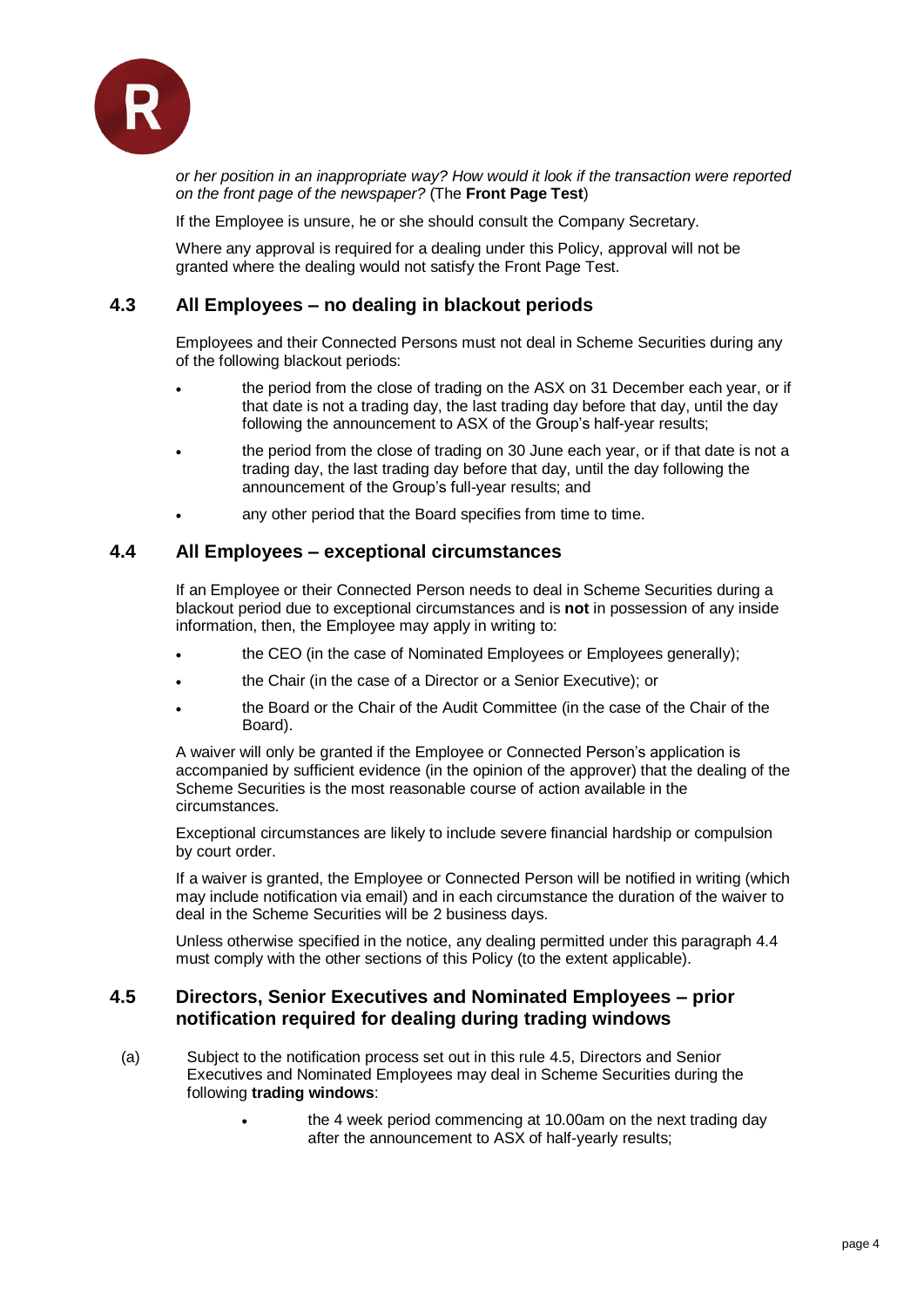*or her position in an inappropriate way? How would it look if the transaction were reported on the front page of the newspaper?* (The **Front Page Test**)

If the Employee is unsure, he or she should consult the Company Secretary.

Where any approval is required for a dealing under this Policy, approval will not be granted where the dealing would not satisfy the Front Page Test.

## 4.3 All Employees – no dealing in blackout periods

Employees and their Connected Persons must not deal in Scheme Securities during any of the following blackout periods:

- the period from the close of trading on the ASX on 31 December each year, or if that date is not a trading day, the last trading day before that day, until the day following the announcement to ASX of the Group's half-year results;
- the period from the close of trading on 30 June each year, or if that date is not a trading day, the last trading day before that day, until the day following the announcement of the Group's full-year results; and
- any other period that the Board specifies from time to time.

## 4.4 All Employees – exceptional circumstances

If an Employee or their Connected Person needs to deal in Scheme Securities during a blackout period due to exceptional circumstances and is **not** in possession of any inside information, then, the Employee may apply in writing to:

- the CEO (in the case of Nominated Employees or Employees generally);
- the Chair (in the case of a Director or a Senior Executive); or
- the Board or the Chair of the Audit Committee (in the case of the Chair of the Board).

A waiver will only be granted if the Employee or Connected Person's application is accompanied by sufficient evidence (in the opinion of the approver) that the dealing of the Scheme Securities is the most reasonable course of action available in the circumstances.

Exceptional circumstances are likely to include severe financial hardship or compulsion by court order.

If a waiver is granted, the Employee or Connected Person will be notified in writing (which may include notification via email) and in each circumstance the duration of the waiver to deal in the Scheme Securities will be 2 business days.

Unless otherwise specified in the notice, any dealing permitted under this paragraph 4.4 must comply with the other sections of this Policy (to the extent applicable).

## 4.5 Directors, Senior Executives and Nominated Employees – prior notification required for dealing during trading windows

(a) Subject to the notification process set out in this rule 4.5, Directors and Senior Executives and Nominated Employees may deal in Scheme Securities during the following **trading windows**:

- the 4 week period commencing at 10.00am on the next trading day after the announcement to ASX of half-yearly results;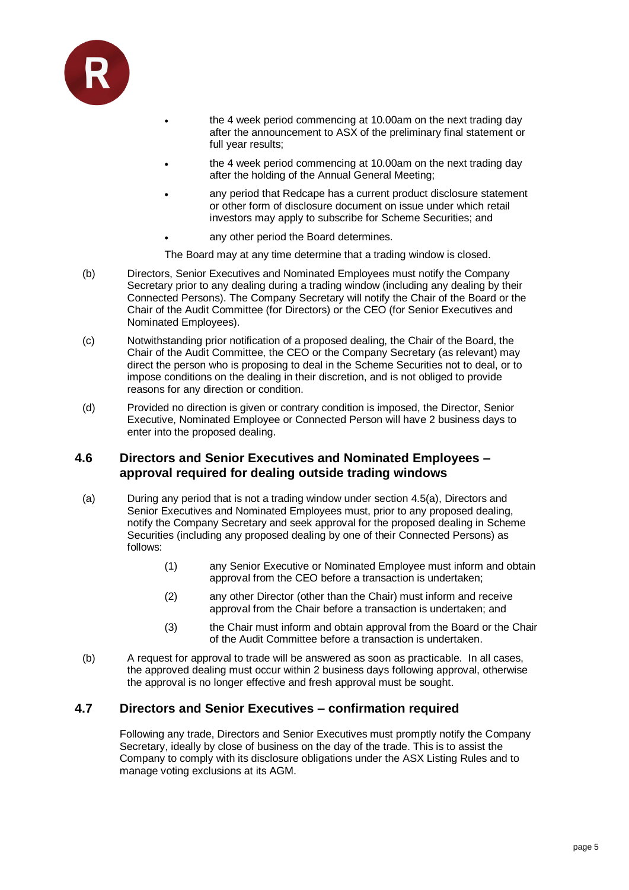- the 4 week period commencing at 10.00am on the next trading day after the announcement to ASX of the preliminary final statement or full year results;
- the 4 week period commencing at 10.00am on the next trading day after the holding of the Annual General Meeting;
- any period that Redcape has a current product disclosure statement or other form of disclosure document on issue under which retail investors may apply to subscribe for Scheme Securities; and
- any other period the Board determines.

The Board may at any time determine that a trading window is closed.

(b) Directors, Senior Executives and Nominated Employees must notify the Company Secretary prior to any dealing during a trading window (including any dealing by their Connected Persons). The Company Secretary will notify the Chair of the Board or the Chair of the Audit Committee (for Directors) or the CEO (for Senior Executives and Nominated Employees).

(c) Notwithstanding prior notification of a proposed dealing, the Chair of the Board, the Chair of the Audit Committee, the CEO or the Company Secretary (as relevant) may direct the person who is proposing to deal in the Scheme Securities not to deal, or to impose conditions on the dealing in their discretion, and is not obliged to provide reasons for any direction or condition.

(d) Provided no direction is given or contrary condition is imposed, the Director, Senior Executive, Nominated Employee or Connected Person will have 2 business days to enter into the proposed dealing.

## 4.6 Directors and Senior Executives and Nominated Employees – approval required for dealing outside trading windows

(a) During any period that is not a trading window under section 4.5(a), Directors and Senior Executives and Nominated Employees must, prior to any proposed dealing, notify the Company Secretary and seek approval for the proposed dealing in Scheme Securities (including any proposed dealing by one of their Connected Persons) as follows:

(1) any Senior Executive or Nominated Employee must inform and obtain approval from the CEO before a transaction is undertaken;

(2) any other Director (other than the Chair) must inform and receive approval from the Chair before a transaction is undertaken; and

(3) the Chair must inform and obtain approval from the Board or the Chair of the Audit Committee before a transaction is undertaken.

(b) A request for approval to trade will be answered as soon as practicable. In all cases, the approved dealing must occur within 2 business days following approval, otherwise the approval is no longer effective and fresh approval must be sought.

## 4.7 Directors and Senior Executives – confirmation required

Following any trade, Directors and Senior Executives must promptly notify the Company Secretary, ideally by close of business on the day of the trade. This is to assist the Company to comply with its disclosure obligations under the ASX Listing Rules and to manage voting exclusions at its AGM.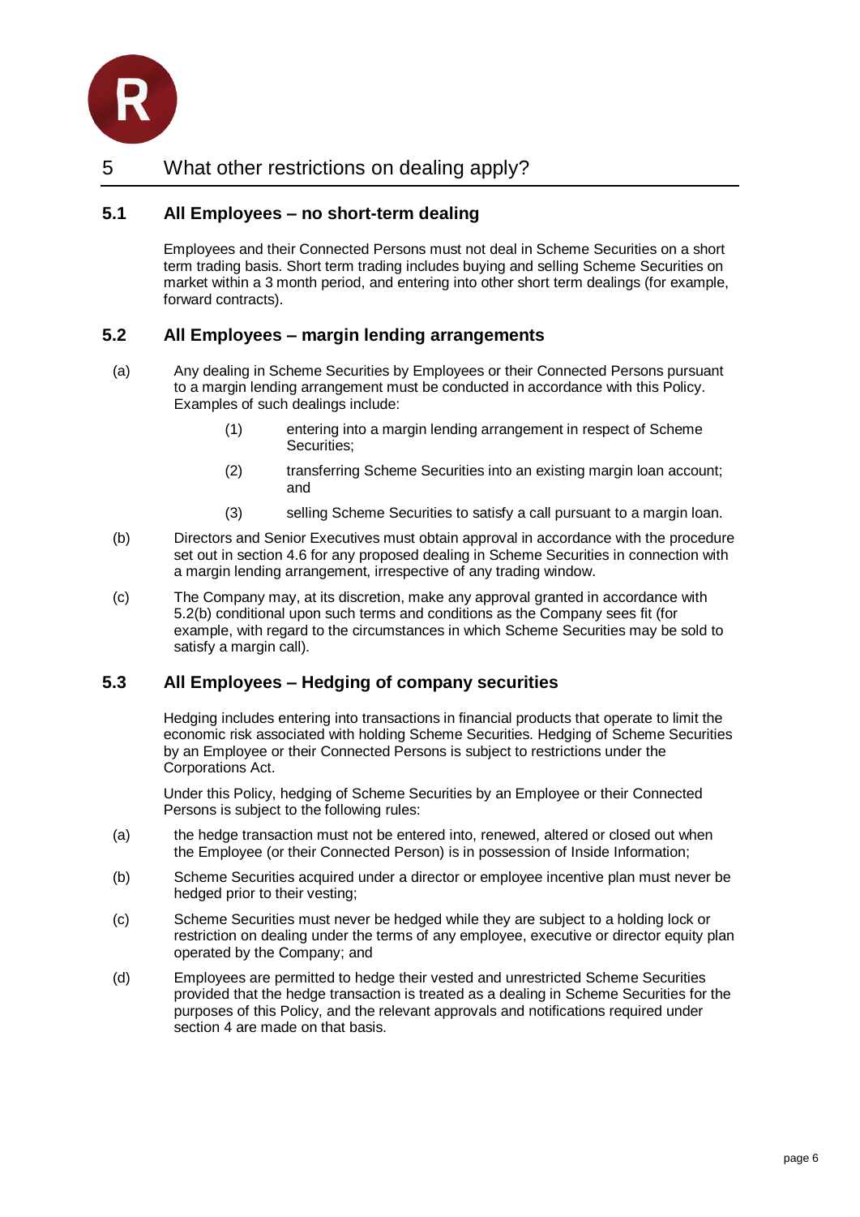# 5 What other restrictions on dealing apply?

## 5.1 All Employees – no short-term dealing

Employees and their Connected Persons must not deal in Scheme Securities on a short term trading basis. Short term trading includes buying and selling Scheme Securities on market within a 3 month period, and entering into other short term dealings (for example, forward contracts).

## 5.2 All Employees – margin lending arrangements

(a) Any dealing in Scheme Securities by Employees or their Connected Persons pursuant to a margin lending arrangement must be conducted in accordance with this Policy. Examples of such dealings include:

   (1) entering into a margin lending arrangement in respect of Scheme Securities;

   (2) transferring Scheme Securities into an existing margin loan account; and

   (3) selling Scheme Securities to satisfy a call pursuant to a margin loan.

(b) Directors and Senior Executives must obtain approval in accordance with the procedure set out in section 4.6 for any proposed dealing in Scheme Securities in connection with a margin lending arrangement, irrespective of any trading window.

(c) The Company may, at its discretion, make any approval granted in accordance with 5.2(b) conditional upon such terms and conditions as the Company sees fit (for example, with regard to the circumstances in which Scheme Securities may be sold to satisfy a margin call).

## 5.3 All Employees – Hedging of company securities

Hedging includes entering into transactions in financial products that operate to limit the economic risk associated with holding Scheme Securities. Hedging of Scheme Securities by an Employee or their Connected Persons is subject to restrictions under the Corporations Act.

Under this Policy, hedging of Scheme Securities by an Employee or their Connected Persons is subject to the following rules:

(a) the hedge transaction must not be entered into, renewed, altered or closed out when the Employee (or their Connected Person) is in possession of Inside Information;

(b) Scheme Securities acquired under a director or employee incentive plan must never be hedged prior to their vesting;

(c) Scheme Securities must never be hedged while they are subject to a holding lock or restriction on dealing under the terms of any employee, executive or director equity plan operated by the Company; and

(d) Employees are permitted to hedge their vested and unrestricted Scheme Securities provided that the hedge transaction is treated as a dealing in Scheme Securities for the purposes of this Policy, and the relevant approvals and notifications required under section 4 are made on that basis.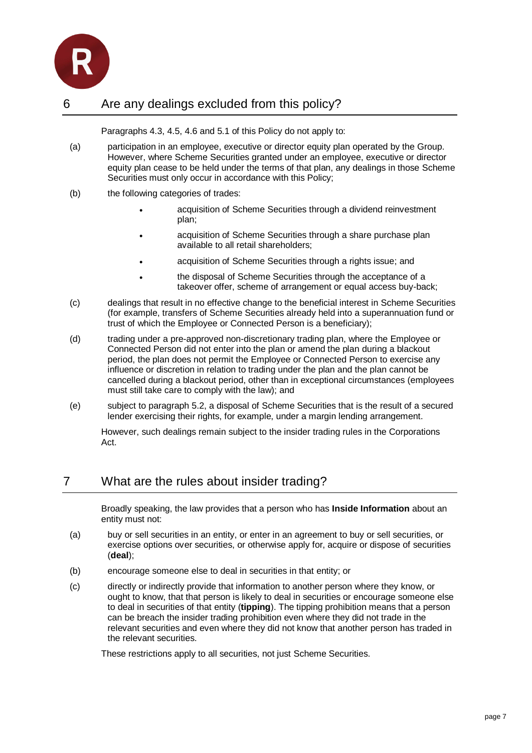## 6 Are any dealings excluded from this policy?

Paragraphs 4.3, 4.5, 4.6 and 5.1 of this Policy do not apply to:

(a) participation in an employee, executive or director equity plan operated by the Group. However, where Scheme Securities granted under an employee, executive or director equity plan cease to be held under the terms of that plan, any dealings in those Scheme Securities must only occur in accordance with this Policy;

(b) the following categories of trades:

- acquisition of Scheme Securities through a dividend reinvestment plan;
- acquisition of Scheme Securities through a share purchase plan available to all retail shareholders;
- acquisition of Scheme Securities through a rights issue; and
- the disposal of Scheme Securities through the acceptance of a takeover offer, scheme of arrangement or equal access buy-back;

(c) dealings that result in no effective change to the beneficial interest in Scheme Securities (for example, transfers of Scheme Securities already held into a superannuation fund or trust of which the Employee or Connected Person is a beneficiary);

(d) trading under a pre-approved non-discretionary trading plan, where the Employee or Connected Person did not enter into the plan or amend the plan during a blackout period, the plan does not permit the Employee or Connected Person to exercise any influence or discretion in relation to trading under the plan and the plan cannot be cancelled during a blackout period, other than in exceptional circumstances (employees must still take care to comply with the law); and

(e) subject to paragraph 5.2, a disposal of Scheme Securities that is the result of a secured lender exercising their rights, for example, under a margin lending arrangement.

However, such dealings remain subject to the insider trading rules in the Corporations Act.

## 7 What are the rules about insider trading?

Broadly speaking, the law provides that a person who has **Inside Information** about an entity must not:

(a) buy or sell securities in an entity, or enter in an agreement to buy or sell securities, or exercise options over securities, or otherwise apply for, acquire or dispose of securities (**deal**);

(b) encourage someone else to deal in securities in that entity; or

(c) directly or indirectly provide that information to another person where they know, or ought to know, that that person is likely to deal in securities or encourage someone else to deal in securities of that entity (**tipping**). The tipping prohibition means that a person can be breach the insider trading prohibition even where they did not trade in the relevant securities and even where they did not know that another person has traded in the relevant securities.

These restrictions apply to all securities, not just Scheme Securities.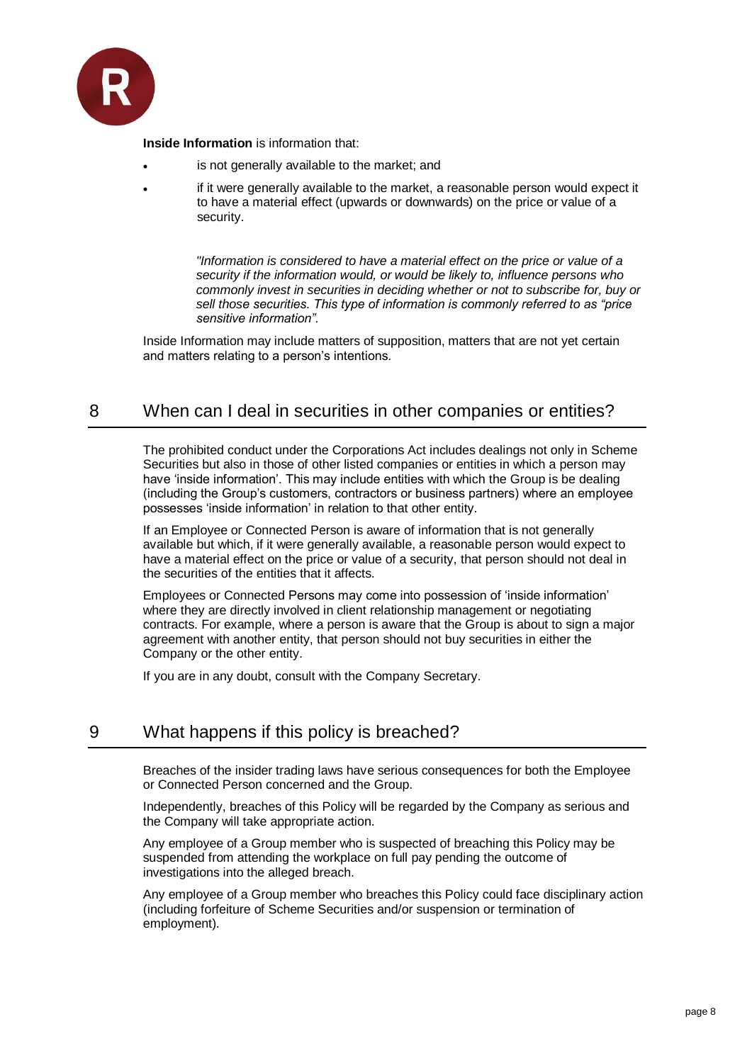**Inside Information** is information that:

- is not generally available to the market; and
- if it were generally available to the market, a reasonable person would expect it to have a material effect (upwards or downwards) on the price or value of a security.

> *"Information is considered to have a material effect on the price or value of a security if the information would, or would be likely to, influence persons who commonly invest in securities in deciding whether or not to subscribe for, buy or sell those securities. This type of information is commonly referred to as "price sensitive information".*

Inside Information may include matters of supposition, matters that are not yet certain and matters relating to a person's intentions.

## 8 When can I deal in securities in other companies or entities?

The prohibited conduct under the Corporations Act includes dealings not only in Scheme Securities but also in those of other listed companies or entities in which a person may have 'inside information'. This may include entities with which the Group is be dealing (including the Group's customers, contractors or business partners) where an employee possesses 'inside information' in relation to that other entity.

If an Employee or Connected Person is aware of information that is not generally available but which, if it were generally available, a reasonable person would expect to have a material effect on the price or value of a security, that person should not deal in the securities of the entities that it affects.

Employees or Connected Persons may come into possession of 'inside information' where they are directly involved in client relationship management or negotiating contracts. For example, where a person is aware that the Group is about to sign a major agreement with another entity, that person should not buy securities in either the Company or the other entity.

If you are in any doubt, consult with the Company Secretary.

## 9 What happens if this policy is breached?

Breaches of the insider trading laws have serious consequences for both the Employee or Connected Person concerned and the Group.

Independently, breaches of this Policy will be regarded by the Company as serious and the Company will take appropriate action.

Any employee of a Group member who is suspected of breaching this Policy may be suspended from attending the workplace on full pay pending the outcome of investigations into the alleged breach.

Any employee of a Group member who breaches this Policy could face disciplinary action (including forfeiture of Scheme Securities and/or suspension or termination of employment).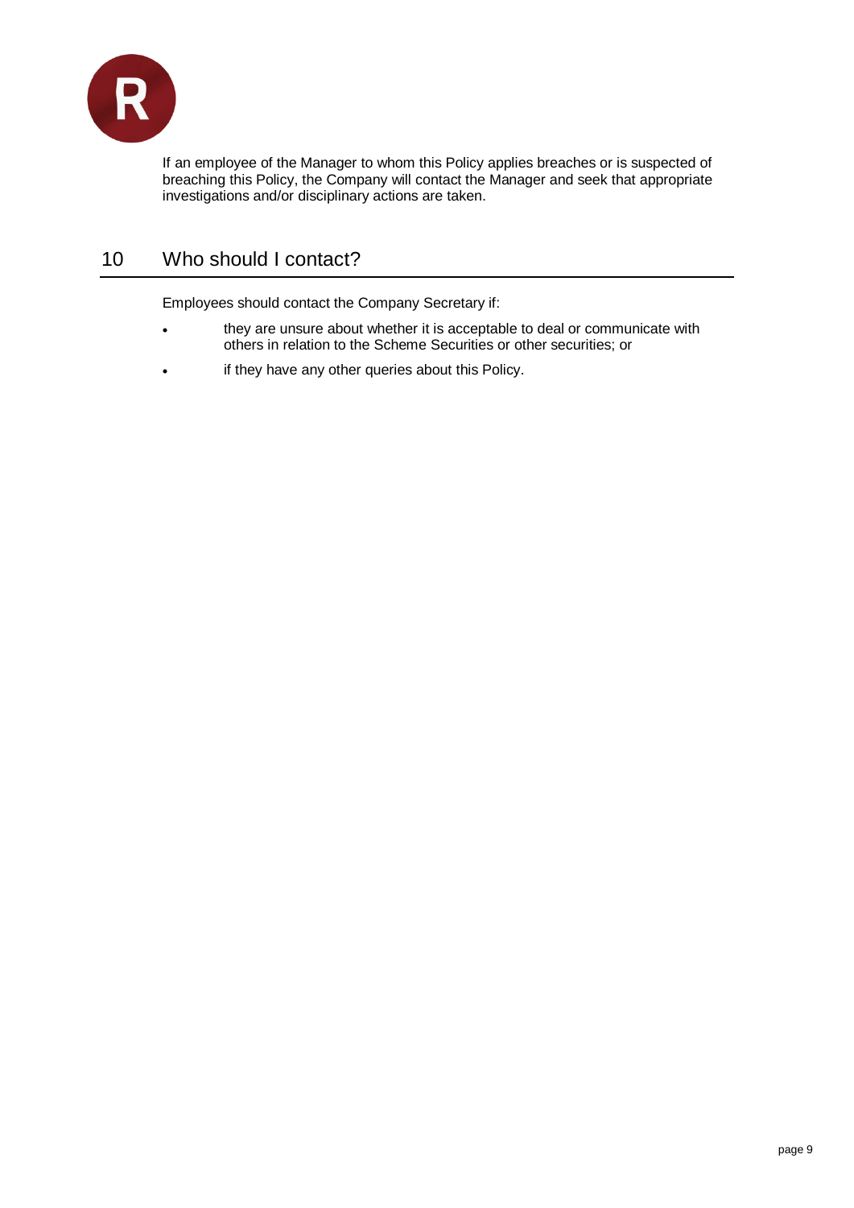If an employee of the Manager to whom this Policy applies breaches or is suspected of breaching this Policy, the Company will contact the Manager and seek that appropriate investigations and/or disciplinary actions are taken.

## 10 Who should I contact?

Employees should contact the Company Secretary if:

- they are unsure about whether it is acceptable to deal or communicate with others in relation to the Scheme Securities or other securities; or
- if they have any other queries about this Policy.